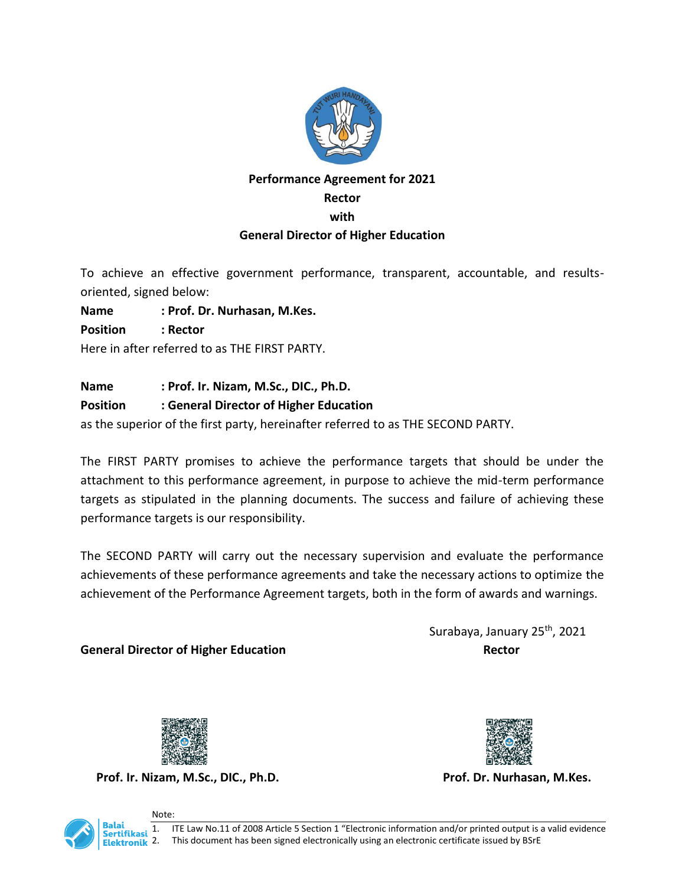# Performance Agreement for 2021
## Rector
## with
## General Director of Higher Education

To achieve an effective government performance, transparent, accountable, and results-oriented, signed below:

**Name : Prof. Dr. Nurhasan, M.Kes.**

**Position : Rector**

Here in after referred to as THE FIRST PARTY.

**Name : Prof. Ir. Nizam, M.Sc., DIC., Ph.D.**

**Position : General Director of Higher Education**

as the superior of the first party, hereinafter referred to as THE SECOND PARTY.

The FIRST PARTY promises to achieve the performance targets that should be under the attachment to this performance agreement, in purpose to achieve the mid-term performance targets as stipulated in the planning documents. The success and failure of achieving these performance targets is our responsibility.

The SECOND PARTY will carry out the necessary supervision and evaluate the performance achievements of these performance agreements and take the necessary actions to optimize the achievement of the Performance Agreement targets, both in the form of awards and warnings.

Surabaya, January 25th, 2021

**General Director of Higher Education** **Rector**

**Prof. Ir. Nizam, M.Sc., DIC., Ph.D.** **Prof. Dr. Nurhasan, M.Kes.**

Note:

1. ITE Law No.11 of 2008 Article 5 Section 1 "Electronic information and/or printed output is a valid evidence
2. This document has been signed electronically using an electronic certificate issued by BSrE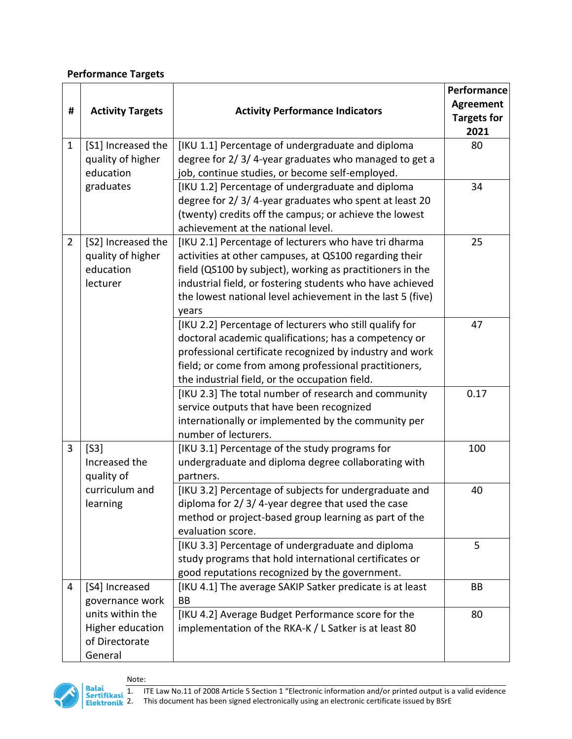**Performance Targets**

| # | Activity Targets | Activity Performance Indicators | Performance Agreement Targets for 2021 |
|---|---|---|---|
| 1 | [S1] Increased the quality of higher education graduates | [IKU 1.1] Percentage of undergraduate and diploma degree for 2/ 3/ 4-year graduates who managed to get a job, continue studies, or become self-employed. | 80 |
| | | [IKU 1.2] Percentage of undergraduate and diploma degree for 2/ 3/ 4-year graduates who spent at least 20 (twenty) credits off the campus; or achieve the lowest achievement at the national level. | 34 |
| 2 | [S2] Increased the quality of higher education lecturer | [IKU 2.1] Percentage of lecturers who have tri dharma activities at other campuses, at QS100 regarding their field (QS100 by subject), working as practitioners in the industrial field, or fostering students who have achieved the lowest national level achievement in the last 5 (five) years | 25 |
| | | [IKU 2.2] Percentage of lecturers who still qualify for doctoral academic qualifications; has a competency or professional certificate recognized by industry and work field; or come from among professional practitioners, the industrial field, or the occupation field. | 47 |
| | | [IKU 2.3] The total number of research and community service outputs that have been recognized internationally or implemented by the community per number of lecturers. | 0.17 |
| 3 | [S3] Increased the quality of curriculum and learning | [IKU 3.1] Percentage of the study programs for undergraduate and diploma degree collaborating with partners. | 100 |
| | | [IKU 3.2] Percentage of subjects for undergraduate and diploma for 2/ 3/ 4-year degree that used the case method or project-based group learning as part of the evaluation score. | 40 |
| | | [IKU 3.3] Percentage of undergraduate and diploma study programs that hold international certificates or good reputations recognized by the government. | 5 |
| 4 | [S4] Increased governance work units within the Higher education of Directorate General | [IKU 4.1] The average SAKIP Satker predicate is at least BB | BB |
| | | [IKU 4.2] Average Budget Performance score for the implementation of the RKA-K / L Satker is at least 80 | 80 |

Note:
1. ITE Law No.11 of 2008 Article 5 Section 1 "Electronic information and/or printed output is a valid evidence
2. This document has been signed electronically using an electronic certificate issued by BSrE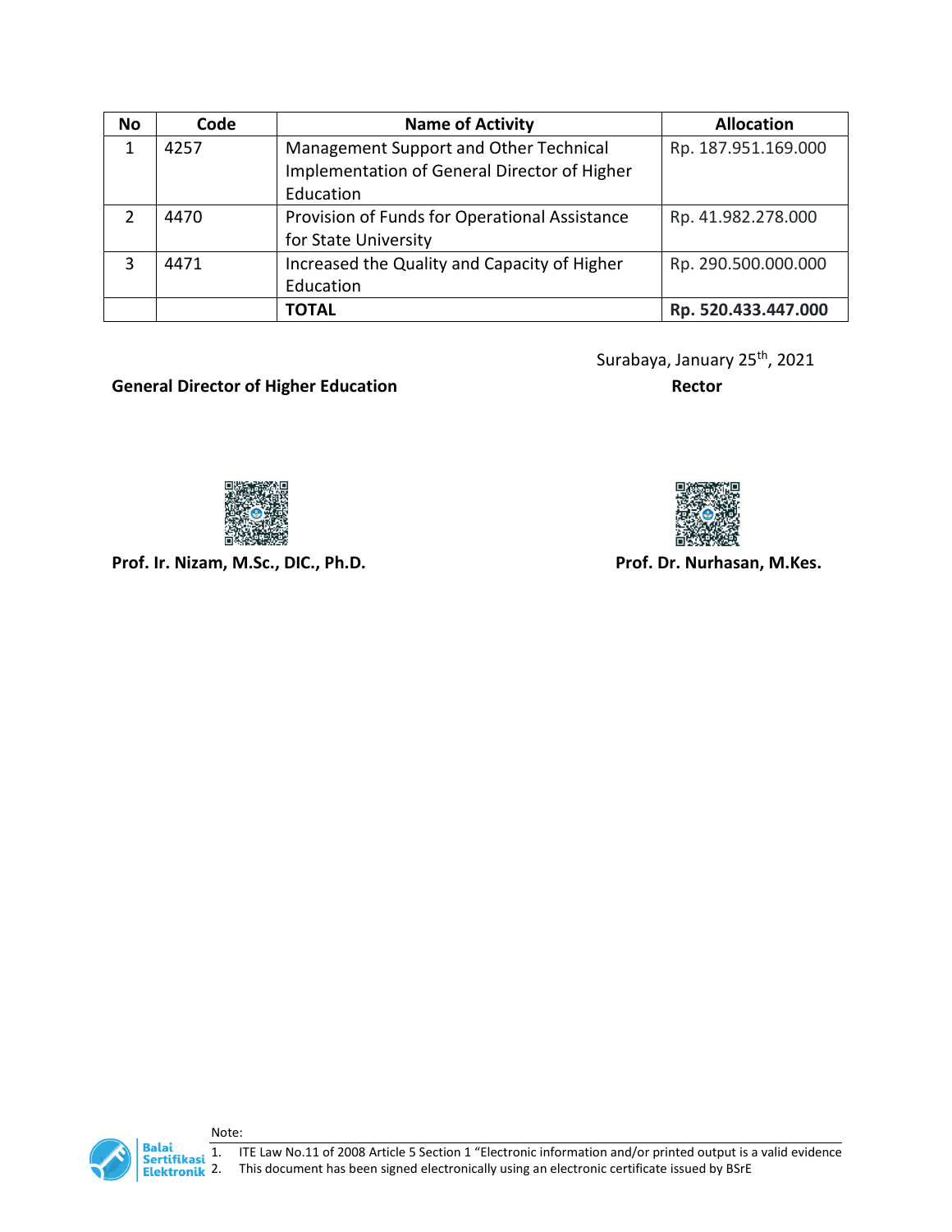| No | Code | Name of Activity | Allocation |
|---|---|---|---|
| 1 | 4257 | Management Support and Other Technical Implementation of General Director of Higher Education | Rp. 187.951.169.000 |
| 2 | 4470 | Provision of Funds for Operational Assistance for State University | Rp. 41.982.278.000 |
| 3 | 4471 | Increased the Quality and Capacity of Higher Education | Rp. 290.500.000.000 |
| | | **TOTAL** | **Rp. 520.433.447.000** |

Surabaya, January 25th, 2021

**General Director of Higher Education**

**Prof. Ir. Nizam, M.Sc., DIC., Ph.D.**

**Rector**

**Prof. Dr. Nurhasan, M.Kes.**

Note:

1. ITE Law No.11 of 2008 Article 5 Section 1 "Electronic information and/or printed output is a valid evidence
2. This document has been signed electronically using an electronic certificate issued by BSrE